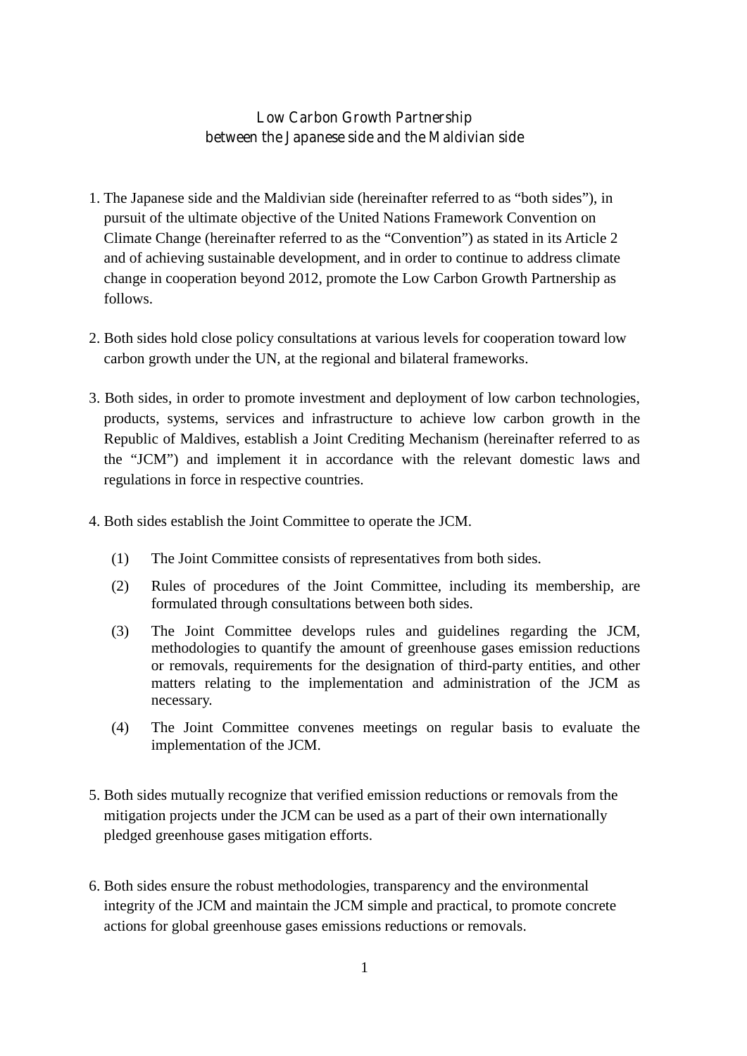# Low Carbon Growth Partnership
# between the Japanese side and the Maldivian side

1. The Japanese side and the Maldivian side (hereinafter referred to as "both sides"), in pursuit of the ultimate objective of the United Nations Framework Convention on Climate Change (hereinafter referred to as the "Convention") as stated in its Article 2 and of achieving sustainable development, and in order to continue to address climate change in cooperation beyond 2012, promote the Low Carbon Growth Partnership as follows.

2. Both sides hold close policy consultations at various levels for cooperation toward low carbon growth under the UN, at the regional and bilateral frameworks.

3. Both sides, in order to promote investment and deployment of low carbon technologies, products, systems, services and infrastructure to achieve low carbon growth in the Republic of Maldives, establish a Joint Crediting Mechanism (hereinafter referred to as the "JCM") and implement it in accordance with the relevant domestic laws and regulations in force in respective countries.

4. Both sides establish the Joint Committee to operate the JCM.

   (1) The Joint Committee consists of representatives from both sides.

   (2) Rules of procedures of the Joint Committee, including its membership, are formulated through consultations between both sides.

   (3) The Joint Committee develops rules and guidelines regarding the JCM, methodologies to quantify the amount of greenhouse gases emission reductions or removals, requirements for the designation of third-party entities, and other matters relating to the implementation and administration of the JCM as necessary.

   (4) The Joint Committee convenes meetings on regular basis to evaluate the implementation of the JCM.

5. Both sides mutually recognize that verified emission reductions or removals from the mitigation projects under the JCM can be used as a part of their own internationally pledged greenhouse gases mitigation efforts.

6. Both sides ensure the robust methodologies, transparency and the environmental integrity of the JCM and maintain the JCM simple and practical, to promote concrete actions for global greenhouse gases emissions reductions or removals.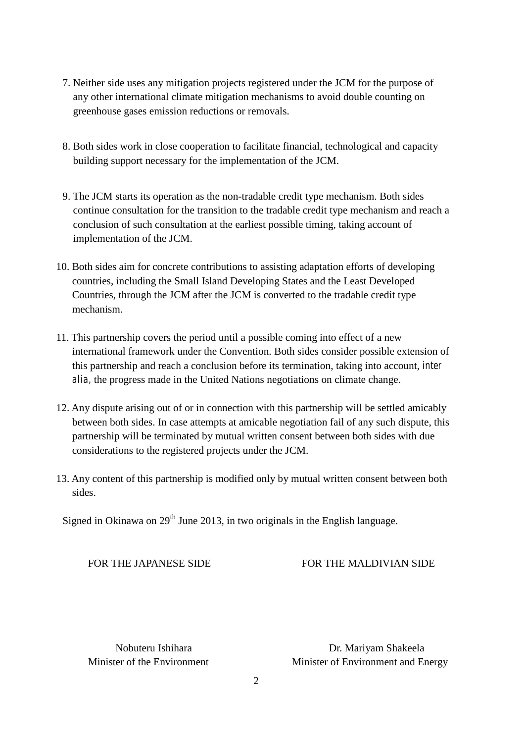7. Neither side uses any mitigation projects registered under the JCM for the purpose of any other international climate mitigation mechanisms to avoid double counting on greenhouse gases emission reductions or removals.

8. Both sides work in close cooperation to facilitate financial, technological and capacity building support necessary for the implementation of the JCM.

9. The JCM starts its operation as the non-tradable credit type mechanism. Both sides continue consultation for the transition to the tradable credit type mechanism and reach a conclusion of such consultation at the earliest possible timing, taking account of implementation of the JCM.

10. Both sides aim for concrete contributions to assisting adaptation efforts of developing countries, including the Small Island Developing States and the Least Developed Countries, through the JCM after the JCM is converted to the tradable credit type mechanism.

11. This partnership covers the period until a possible coming into effect of a new international framework under the Convention. Both sides consider possible extension of this partnership and reach a conclusion before its termination, taking into account, *inter alia*, the progress made in the United Nations negotiations on climate change.

12. Any dispute arising out of or in connection with this partnership will be settled amicably between both sides. In case attempts at amicable negotiation fail of any such dispute, this partnership will be terminated by mutual written consent between both sides with due considerations to the registered projects under the JCM.

13. Any content of this partnership is modified only by mutual written consent between both sides.

Signed in Okinawa on 29th June 2013, in two originals in the English language.

FOR THE JAPANESE SIDE

Nobuteru Ishihara
Minister of the Environment

FOR THE MALDIVIAN SIDE

Dr. Mariyam Shakeela
Minister of Environment and Energy